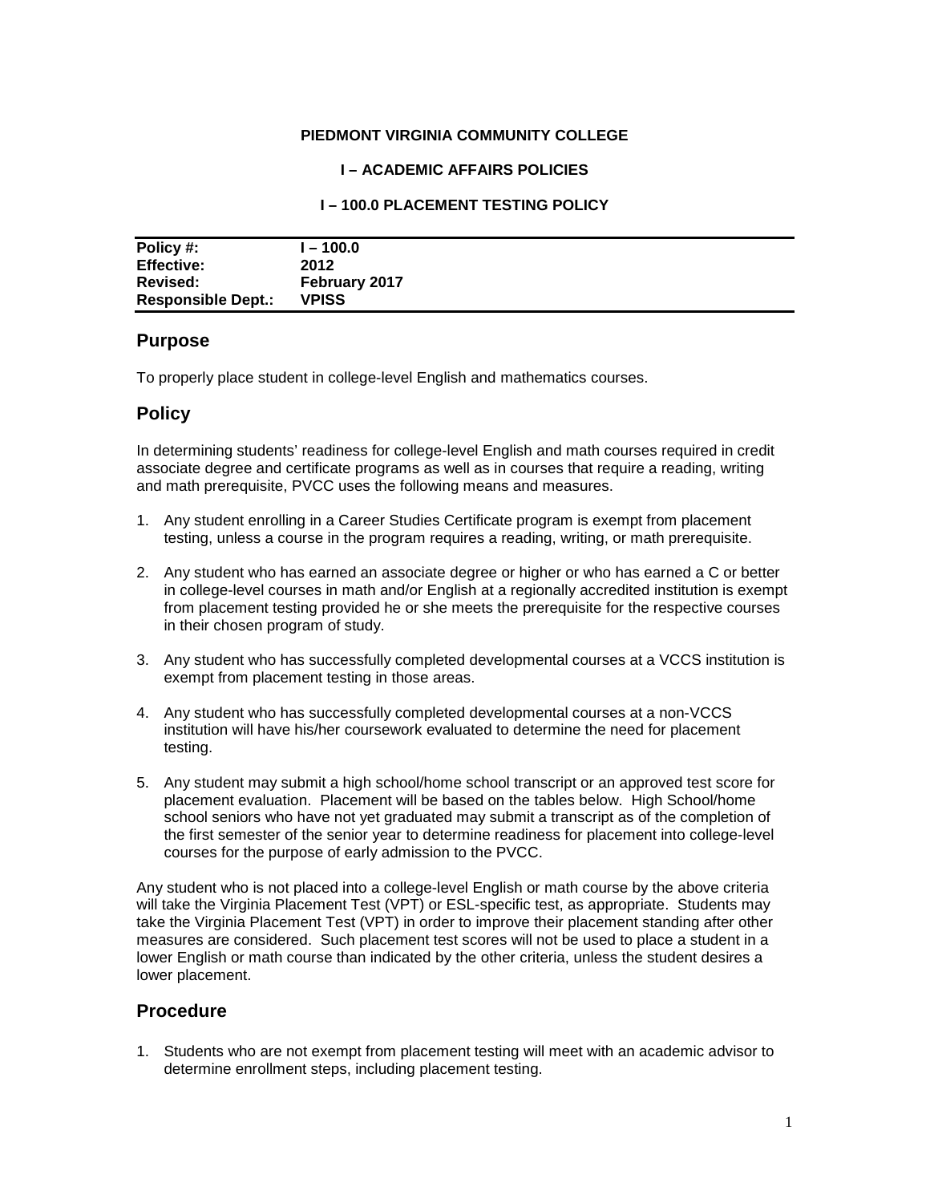**PIEDMONT VIRGINIA COMMUNITY COLLEGE**

**I – ACADEMIC AFFAIRS POLICIES**

**I – 100.0 PLACEMENT TESTING POLICY**

| | |
|---|---|
| **Policy #:** | **I – 100.0** |
| **Effective:** | **2012** |
| **Revised:** | **February 2017** |
| **Responsible Dept.:** | **VPISS** |

## Purpose

To properly place student in college-level English and mathematics courses.

## Policy

In determining students' readiness for college-level English and math courses required in credit associate degree and certificate programs as well as in courses that require a reading, writing and math prerequisite, PVCC uses the following means and measures.

1. Any student enrolling in a Career Studies Certificate program is exempt from placement testing, unless a course in the program requires a reading, writing, or math prerequisite.
2. Any student who has earned an associate degree or higher or who has earned a C or better in college-level courses in math and/or English at a regionally accredited institution is exempt from placement testing provided he or she meets the prerequisite for the respective courses in their chosen program of study.
3. Any student who has successfully completed developmental courses at a VCCS institution is exempt from placement testing in those areas.
4. Any student who has successfully completed developmental courses at a non-VCCS institution will have his/her coursework evaluated to determine the need for placement testing.
5. Any student may submit a high school/home school transcript or an approved test score for placement evaluation. Placement will be based on the tables below. High School/home school seniors who have not yet graduated may submit a transcript as of the completion of the first semester of the senior year to determine readiness for placement into college-level courses for the purpose of early admission to the PVCC.

Any student who is not placed into a college-level English or math course by the above criteria will take the Virginia Placement Test (VPT) or ESL-specific test, as appropriate. Students may take the Virginia Placement Test (VPT) in order to improve their placement standing after other measures are considered. Such placement test scores will not be used to place a student in a lower English or math course than indicated by the other criteria, unless the student desires a lower placement.

## Procedure

1. Students who are not exempt from placement testing will meet with an academic advisor to determine enrollment steps, including placement testing.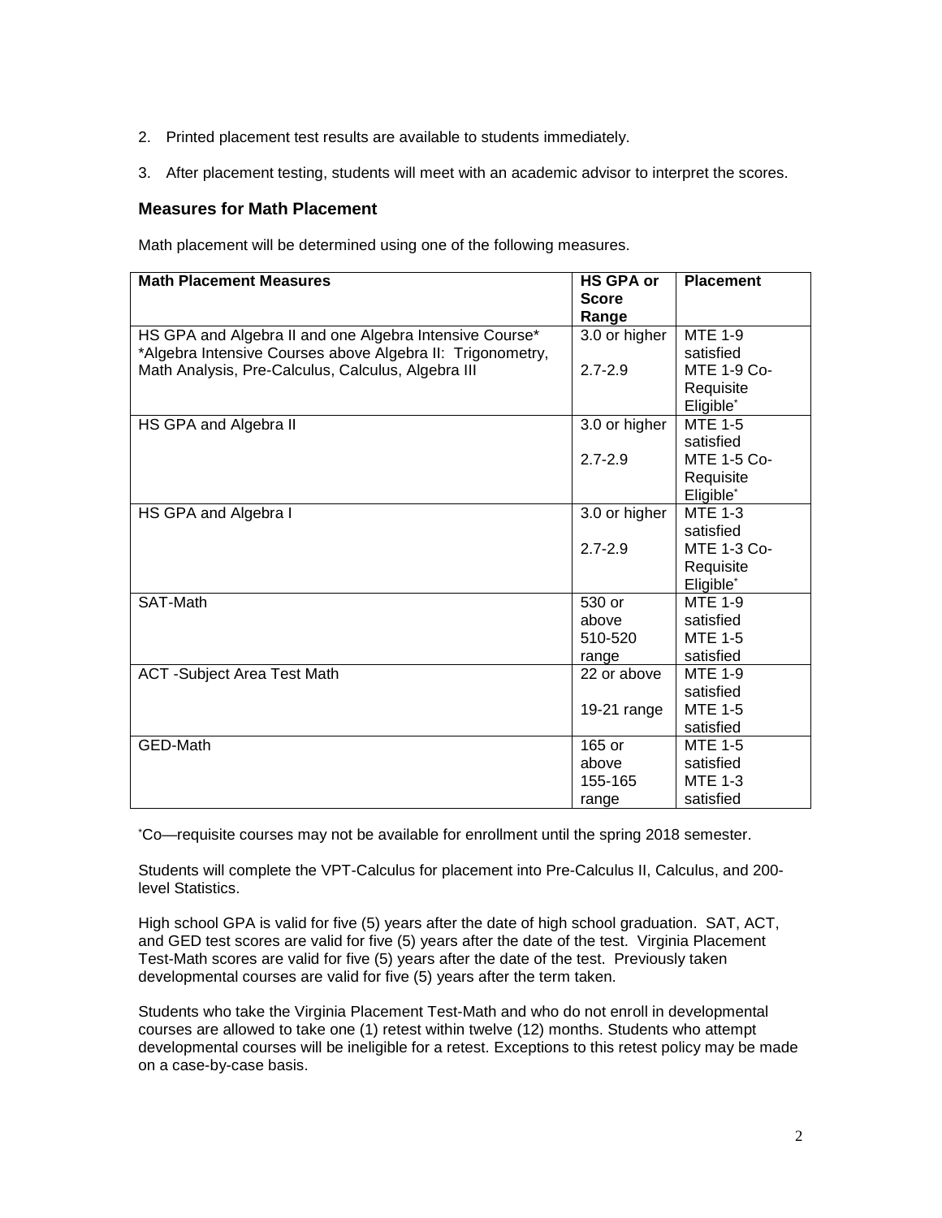2. Printed placement test results are available to students immediately.

3. After placement testing, students will meet with an academic advisor to interpret the scores.

### Measures for Math Placement

Math placement will be determined using one of the following measures.

| Math Placement Measures | HS GPA or Score Range | Placement |
|---|---|---|
| HS GPA and Algebra II and one Algebra Intensive Course* *Algebra Intensive Courses above Algebra II: Trigonometry, Math Analysis, Pre-Calculus, Calculus, Algebra III | 3.0 or higher<br>2.7-2.9 | MTE 1-9 satisfied<br>MTE 1-9 Co-Requisite Eligible* |
| HS GPA and Algebra II | 3.0 or higher<br>2.7-2.9 | MTE 1-5 satisfied<br>MTE 1-5 Co-Requisite Eligible* |
| HS GPA and Algebra I | 3.0 or higher<br>2.7-2.9 | MTE 1-3 satisfied<br>MTE 1-3 Co-Requisite Eligible* |
| SAT-Math | 530 or above<br>510-520 range | MTE 1-9 satisfied<br>MTE 1-5 satisfied |
| ACT -Subject Area Test Math | 22 or above<br>19-21 range | MTE 1-9 satisfied<br>MTE 1-5 satisfied |
| GED-Math | 165 or above<br>155-165 range | MTE 1-5 satisfied<br>MTE 1-3 satisfied |

*Co—requisite courses may not be available for enrollment until the spring 2018 semester.

Students will complete the VPT-Calculus for placement into Pre-Calculus II, Calculus, and 200-level Statistics.

High school GPA is valid for five (5) years after the date of high school graduation. SAT, ACT, and GED test scores are valid for five (5) years after the date of the test. Virginia Placement Test-Math scores are valid for five (5) years after the date of the test. Previously taken developmental courses are valid for five (5) years after the term taken.

Students who take the Virginia Placement Test-Math and who do not enroll in developmental courses are allowed to take one (1) retest within twelve (12) months. Students who attempt developmental courses will be ineligible for a retest. Exceptions to this retest policy may be made on a case-by-case basis.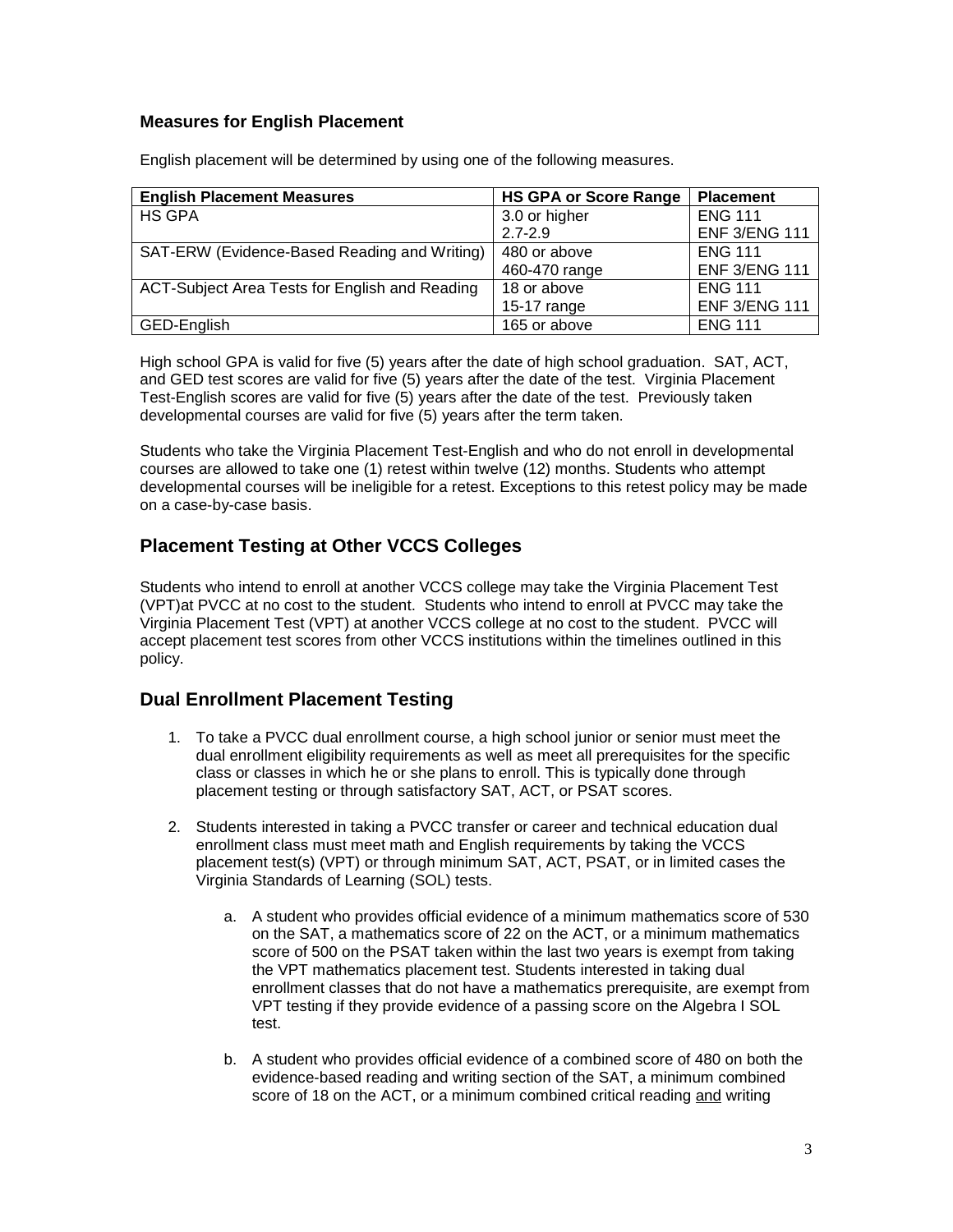### Measures for English Placement

English placement will be determined by using one of the following measures.

| English Placement Measures | HS GPA or Score Range | Placement |
|---|---|---|
| HS GPA | 3.0 or higher | ENG 111 |
| | 2.7-2.9 | ENF 3/ENG 111 |
| SAT-ERW (Evidence-Based Reading and Writing) | 480 or above | ENG 111 |
| | 460-470 range | ENF 3/ENG 111 |
| ACT-Subject Area Tests for English and Reading | 18 or above | ENG 111 |
| | 15-17 range | ENF 3/ENG 111 |
| GED-English | 165 or above | ENG 111 |

High school GPA is valid for five (5) years after the date of high school graduation. SAT, ACT, and GED test scores are valid for five (5) years after the date of the test. Virginia Placement Test-English scores are valid for five (5) years after the date of the test. Previously taken developmental courses are valid for five (5) years after the term taken.

Students who take the Virginia Placement Test-English and who do not enroll in developmental courses are allowed to take one (1) retest within twelve (12) months. Students who attempt developmental courses will be ineligible for a retest. Exceptions to this retest policy may be made on a case-by-case basis.

## Placement Testing at Other VCCS Colleges

Students who intend to enroll at another VCCS college may take the Virginia Placement Test (VPT)at PVCC at no cost to the student. Students who intend to enroll at PVCC may take the Virginia Placement Test (VPT) at another VCCS college at no cost to the student. PVCC will accept placement test scores from other VCCS institutions within the timelines outlined in this policy.

## Dual Enrollment Placement Testing

1. To take a PVCC dual enrollment course, a high school junior or senior must meet the dual enrollment eligibility requirements as well as meet all prerequisites for the specific class or classes in which he or she plans to enroll. This is typically done through placement testing or through satisfactory SAT, ACT, or PSAT scores.

2. Students interested in taking a PVCC transfer or career and technical education dual enrollment class must meet math and English requirements by taking the VCCS placement test(s) (VPT) or through minimum SAT, ACT, PSAT, or in limited cases the Virginia Standards of Learning (SOL) tests.

    a. A student who provides official evidence of a minimum mathematics score of 530 on the SAT, a mathematics score of 22 on the ACT, or a minimum mathematics score of 500 on the PSAT taken within the last two years is exempt from taking the VPT mathematics placement test. Students interested in taking dual enrollment classes that do not have a mathematics prerequisite, are exempt from VPT testing if they provide evidence of a passing score on the Algebra I SOL test.

    b. A student who provides official evidence of a combined score of 480 on both the evidence-based reading and writing section of the SAT, a minimum combined score of 18 on the ACT, or a minimum combined critical reading and writing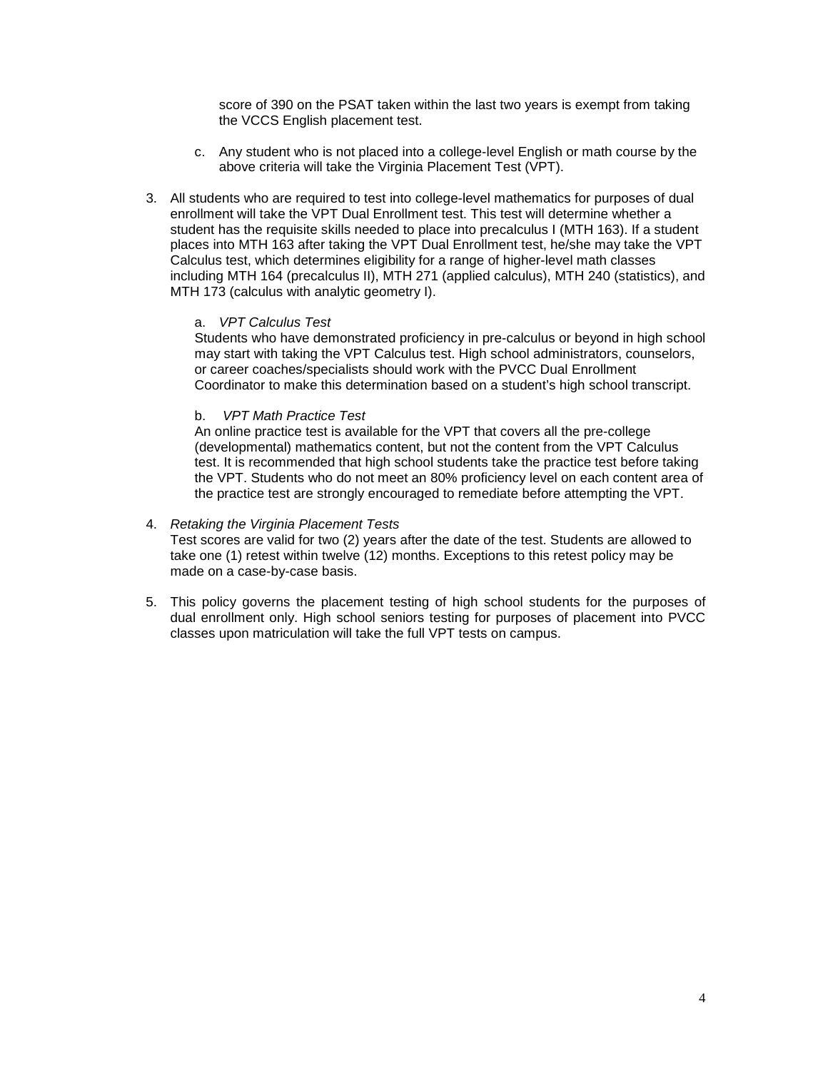score of 390 on the PSAT taken within the last two years is exempt from taking the VCCS English placement test.

   c. Any student who is not placed into a college-level English or math course by the above criteria will take the Virginia Placement Test (VPT).

3. All students who are required to test into college-level mathematics for purposes of dual enrollment will take the VPT Dual Enrollment test. This test will determine whether a student has the requisite skills needed to place into precalculus I (MTH 163). If a student places into MTH 163 after taking the VPT Dual Enrollment test, he/she may take the VPT Calculus test, which determines eligibility for a range of higher-level math classes including MTH 164 (precalculus II), MTH 271 (applied calculus), MTH 240 (statistics), and MTH 173 (calculus with analytic geometry I).

   a. *VPT Calculus Test*
   Students who have demonstrated proficiency in pre-calculus or beyond in high school may start with taking the VPT Calculus test. High school administrators, counselors, or career coaches/specialists should work with the PVCC Dual Enrollment Coordinator to make this determination based on a student's high school transcript.

   b. *VPT Math Practice Test*
   An online practice test is available for the VPT that covers all the pre-college (developmental) mathematics content, but not the content from the VPT Calculus test. It is recommended that high school students take the practice test before taking the VPT. Students who do not meet an 80% proficiency level on each content area of the practice test are strongly encouraged to remediate before attempting the VPT.

4. *Retaking the Virginia Placement Tests*
   Test scores are valid for two (2) years after the date of the test. Students are allowed to take one (1) retest within twelve (12) months. Exceptions to this retest policy may be made on a case-by-case basis.

5. This policy governs the placement testing of high school students for the purposes of dual enrollment only. High school seniors testing for purposes of placement into PVCC classes upon matriculation will take the full VPT tests on campus.